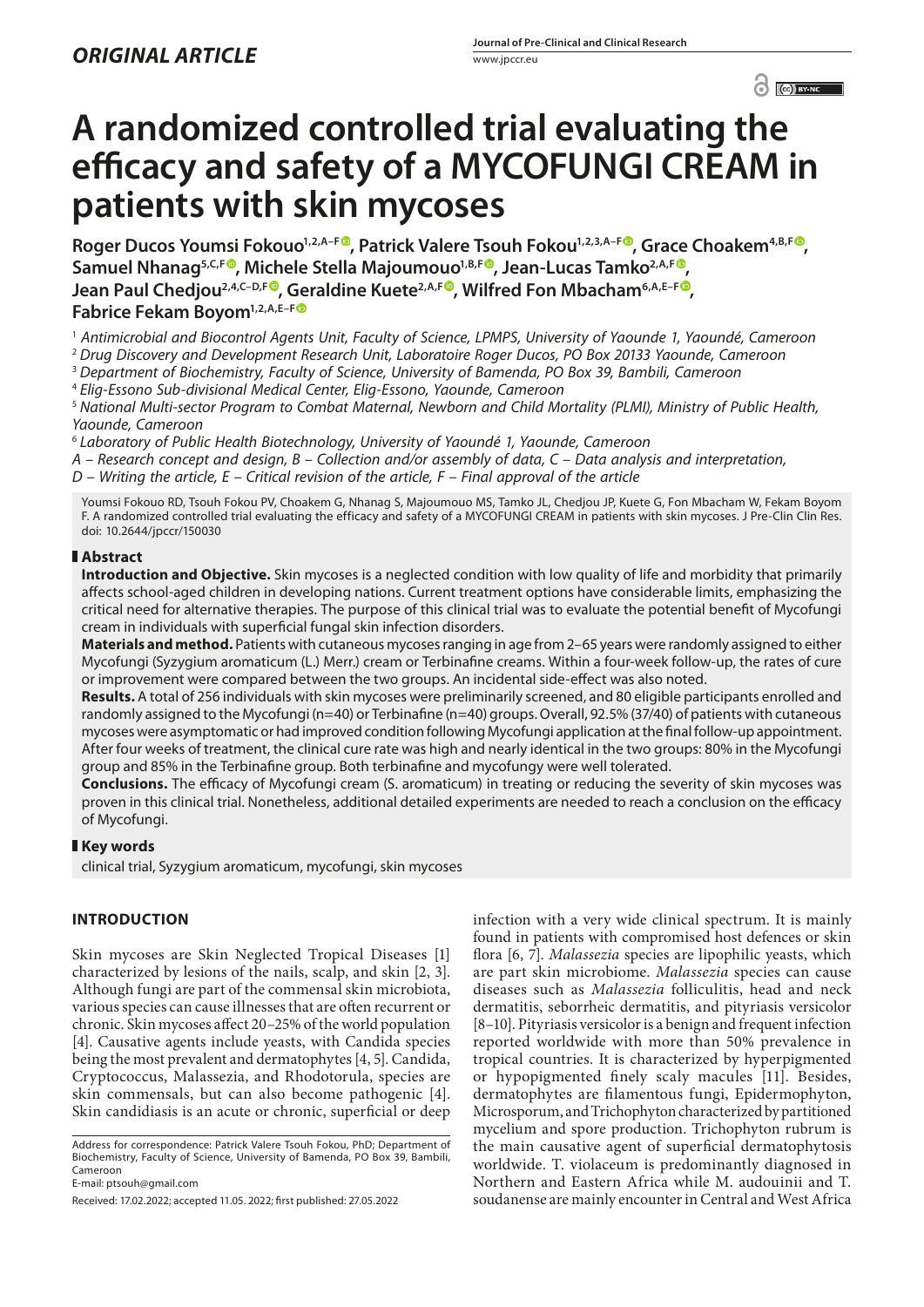ORIGINAL ARTICLE

# A randomized controlled trial evaluating the efficacy and safety of a MYCOFUNGI CREAM in patients with skin mycoses

**Roger Ducos Youmsi Fokouo[1,2,A–F], Patrick Valere Tsouh Fokou[1,2,3,A–F], Grace Choakem[4,B,F], Samuel Nhanag[5,C,F], Michele Stella Majoumouo[1,B,F], Jean-Lucas Tamko[2,A,F], Jean Paul Chedjou[2,4,C–D,F], Geraldine Kuete[2,A,F], Wilfred Fon Mbacham[6,A,E–F], Fabrice Fekam Boyom[1,2,A,E–F]**

[1] *Antimicrobial and Biocontrol Agents Unit, Faculty of Science, LPMPS, University of Yaounde 1, Yaoundé, Cameroon*
[2] *Drug Discovery and Development Research Unit, Laboratoire Roger Ducos, PO Box 20133 Yaounde, Cameroon*
[3] *Department of Biochemistry, Faculty of Science, University of Bamenda, PO Box 39, Bambili, Cameroon*
[4] *Elig-Essono Sub-divisional Medical Center, Elig-Essono, Yaounde, Cameroon*
[5] *National Multi-sector Program to Combat Maternal, Newborn and Child Mortality (PLMI), Ministry of Public Health, Yaounde, Cameroon*
[6] *Laboratory of Public Health Biotechnology, University of Yaoundé 1, Yaounde, Cameroon*

*A – Research concept and design, B – Collection and/or assembly of data, C – Data analysis and interpretation, D – Writing the article, E – Critical revision of the article, F – Final approval of the article*

Youmsi Fokouo RD, Tsouh Fokou PV, Choakem G, Nhanag S, Majoumouo MS, Tamko JL, Chedjou JP, Kuete G, Fon Mbacham W, Fekam Boyom F. A randomized controlled trial evaluating the efficacy and safety of a MYCOFUNGI CREAM in patients with skin mycoses. J Pre-Clin Clin Res. doi: 10.2644/jpccr/150030

## Abstract

**Introduction and Objective.** Skin mycoses is a neglected condition with low quality of life and morbidity that primarily affects school-aged children in developing nations. Current treatment options have considerable limits, emphasizing the critical need for alternative therapies. The purpose of this clinical trial was to evaluate the potential benefit of Mycofungi cream in individuals with superficial fungal skin infection disorders.

**Materials and method.** Patients with cutaneous mycoses ranging in age from 2–65 years were randomly assigned to either Mycofungi (Syzygium aromaticum (L.) Merr.) cream or Terbinafine creams. Within a four-week follow-up, the rates of cure or improvement were compared between the two groups. An incidental side-effect was also noted.

**Results.** A total of 256 individuals with skin mycoses were preliminarily screened, and 80 eligible participants enrolled and randomly assigned to the Mycofungi (n=40) or Terbinafine (n=40) groups. Overall, 92.5% (37/40) of patients with cutaneous mycoses were asymptomatic or had improved condition following Mycofungi application at the final follow-up appointment. After four weeks of treatment, the clinical cure rate was high and nearly identical in the two groups: 80% in the Mycofungi group and 85% in the Terbinafine group. Both terbinafine and mycofungy were well tolerated.

**Conclusions.** The efficacy of Mycofungi cream (S. aromaticum) in treating or reducing the severity of skin mycoses was proven in this clinical trial. Nonetheless, additional detailed experiments are needed to reach a conclusion on the efficacy of Mycofungi.

## Key words

clinical trial, Syzygium aromaticum, mycofungi, skin mycoses

## INTRODUCTION

Skin mycoses are Skin Neglected Tropical Diseases [1] characterized by lesions of the nails, scalp, and skin [2, 3]. Although fungi are part of the commensal skin microbiota, various species can cause illnesses that are often recurrent or chronic. Skin mycoses affect 20–25% of the world population [4]. Causative agents include yeasts, with Candida species being the most prevalent and dermatophytes [4, 5]. Candida, Cryptococcus, Malassezia, and Rhodotorula, species are skin commensals, but can also become pathogenic [4]. Skin candidiasis is an acute or chronic, superficial or deep infection with a very wide clinical spectrum. It is mainly found in patients with compromised host defences or skin flora [6, 7]. *Malassezia* species are lipophilic yeasts, which are part skin microbiome. *Malassezia* species can cause diseases such as *Malassezia* folliculitis, head and neck dermatitis, seborrheic dermatitis, and pityriasis versicolor [8–10]. Pityriasis versicolor is a benign and frequent infection reported worldwide with more than 50% prevalence in tropical countries. It is characterized by hyperpigmented or hypopigmented finely scaly macules [11]. Besides, dermatophytes are filamentous fungi, Epidermophyton, Microsporum, and Trichophyton characterized by partitioned mycelium and spore production. Trichophyton rubrum is the main causative agent of superficial dermatophytosis worldwide. T. violaceum is predominantly diagnosed in Northern and Eastern Africa while M. audouinii and T. soudanense are mainly encounter in Central and West Africa

Address for correspondence: Patrick Valere Tsouh Fokou, PhD; Department of Biochemistry, Faculty of Science, University of Bamenda, PO Box 39, Bambili, Cameroon
E-mail: ptsouh@gmail.com

Received: 17.02.2022; accepted 11.05. 2022; first published: 27.05.2022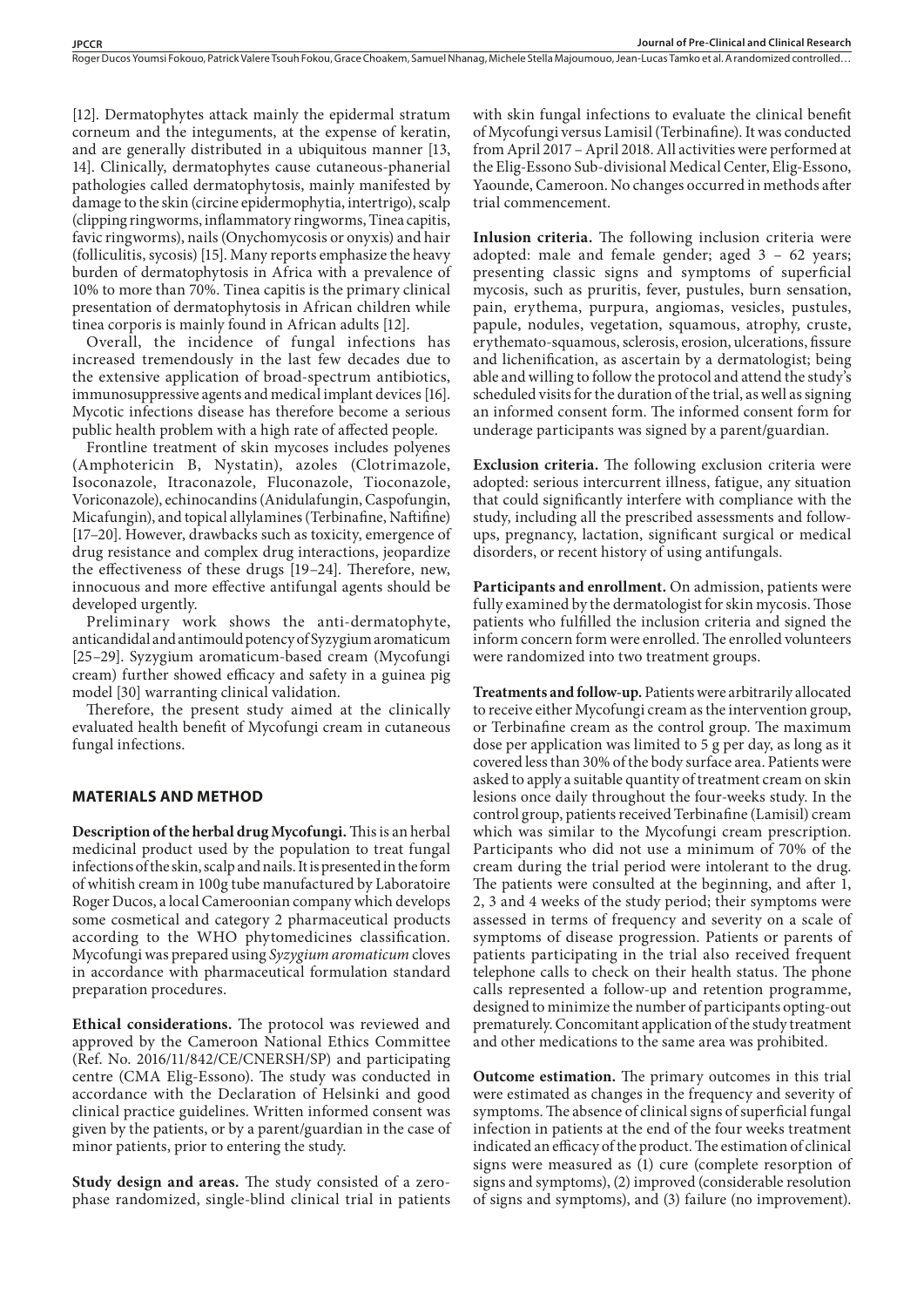[12]. Dermatophytes attack mainly the epidermal stratum corneum and the integuments, at the expense of keratin, and are generally distributed in a ubiquitous manner [13, 14]. Clinically, dermatophytes cause cutaneous-phanerial pathologies called dermatophytosis, mainly manifested by damage to the skin (circine epidermophytia, intertrigo), scalp (clipping ringworms, inflammatory ringworms, Tinea capitis, favic ringworms), nails (Onychomycosis or onyxis) and hair (folliculitis, sycosis) [15]. Many reports emphasize the heavy burden of dermatophytosis in Africa with a prevalence of 10% to more than 70%. Tinea capitis is the primary clinical presentation of dermatophytosis in African children while tinea corporis is mainly found in African adults [12].

Overall, the incidence of fungal infections has increased tremendously in the last few decades due to the extensive application of broad-spectrum antibiotics, immunosuppressive agents and medical implant devices [16]. Mycotic infections disease has therefore become a serious public health problem with a high rate of affected people.

Frontline treatment of skin mycoses includes polyenes (Amphotericin B, Nystatin), azoles (Clotrimazole, Isoconazole, Itraconazole, Fluconazole, Tioconazole, Voriconazole), echinocandins (Anidulafungin, Caspofungin, Micafungin), and topical allylamines (Terbinafine, Naftifine) [17–20]. However, drawbacks such as toxicity, emergence of drug resistance and complex drug interactions, jeopardize the effectiveness of these drugs [19–24]. Therefore, new, innocuous and more effective antifungal agents should be developed urgently.

Preliminary work shows the anti-dermatophyte, anticandidal and antimould potency of Syzygium aromaticum [25–29]. Syzygium aromaticum-based cream (Mycofungi cream) further showed efficacy and safety in a guinea pig model [30] warranting clinical validation.

Therefore, the present study aimed at the clinically evaluated health benefit of Mycofungi cream in cutaneous fungal infections.

## MATERIALS AND METHOD

**Description of the herbal drug Mycofungi.** This is an herbal medicinal product used by the population to treat fungal infections of the skin, scalp and nails. It is presented in the form of whitish cream in 100g tube manufactured by Laboratoire Roger Ducos, a local Cameroonian company which develops some cosmetical and category 2 pharmaceutical products according to the WHO phytomedicines classification. Mycofungi was prepared using *Syzygium aromaticum* cloves in accordance with pharmaceutical formulation standard preparation procedures.

**Ethical considerations.** The protocol was reviewed and approved by the Cameroon National Ethics Committee (Ref. No. 2016/11/842/CE/CNERSH/SP) and participating centre (CMA Elig-Essono). The study was conducted in accordance with the Declaration of Helsinki and good clinical practice guidelines. Written informed consent was given by the patients, or by a parent/guardian in the case of minor patients, prior to entering the study.

**Study design and areas.** The study consisted of a zero-phase randomized, single-blind clinical trial in patients with skin fungal infections to evaluate the clinical benefit of Mycofungi versus Lamisil (Terbinafine). It was conducted from April 2017 – April 2018. All activities were performed at the Elig-Essono Sub-divisional Medical Center, Elig-Essono, Yaounde, Cameroon. No changes occurred in methods after trial commencement.

**Inlusion criteria.** The following inclusion criteria were adopted: male and female gender; aged 3 – 62 years; presenting classic signs and symptoms of superficial mycosis, such as pruritis, fever, pustules, burn sensation, pain, erythema, purpura, angiomas, vesicles, pustules, papule, nodules, vegetation, squamous, atrophy, cruste, erythemato-squamous, sclerosis, erosion, ulcerations, fissure and lichenification, as ascertain by a dermatologist; being able and willing to follow the protocol and attend the study's scheduled visits for the duration of the trial, as well as signing an informed consent form. The informed consent form for underage participants was signed by a parent/guardian.

**Exclusion criteria.** The following exclusion criteria were adopted: serious intercurrent illness, fatigue, any situation that could significantly interfere with compliance with the study, including all the prescribed assessments and follow-ups, pregnancy, lactation, significant surgical or medical disorders, or recent history of using antifungals.

**Participants and enrollment.** On admission, patients were fully examined by the dermatologist for skin mycosis. Those patients who fulfilled the inclusion criteria and signed the inform concern form were enrolled. The enrolled volunteers were randomized into two treatment groups.

**Treatments and follow-up.** Patients were arbitrarily allocated to receive either Mycofungi cream as the intervention group, or Terbinafine cream as the control group. The maximum dose per application was limited to 5 g per day, as long as it covered less than 30% of the body surface area. Patients were asked to apply a suitable quantity of treatment cream on skin lesions once daily throughout the four-weeks study. In the control group, patients received Terbinafine (Lamisil) cream which was similar to the Mycofungi cream prescription. Participants who did not use a minimum of 70% of the cream during the trial period were intolerant to the drug. The patients were consulted at the beginning, and after 1, 2, 3 and 4 weeks of the study period; their symptoms were assessed in terms of frequency and severity on a scale of symptoms of disease progression. Patients or parents of patients participating in the trial also received frequent telephone calls to check on their health status. The phone calls represented a follow-up and retention programme, designed to minimize the number of participants opting-out prematurely. Concomitant application of the study treatment and other medications to the same area was prohibited.

**Outcome estimation.** The primary outcomes in this trial were estimated as changes in the frequency and severity of symptoms. The absence of clinical signs of superficial fungal infection in patients at the end of the four weeks treatment indicated an efficacy of the product. The estimation of clinical signs were measured as (1) cure (complete resorption of signs and symptoms), (2) improved (considerable resolution of signs and symptoms), and (3) failure (no improvement).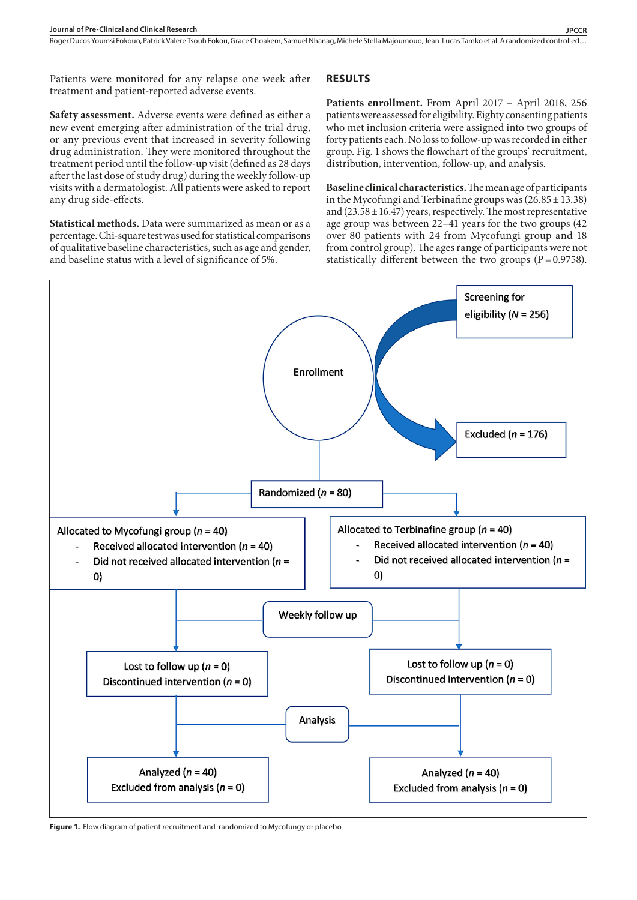Patients were monitored for any relapse one week after treatment and patient-reported adverse events.

**Safety assessment.** Adverse events were defined as either a new event emerging after administration of the trial drug, or any previous event that increased in severity following drug administration. They were monitored throughout the treatment period until the follow-up visit (defined as 28 days after the last dose of study drug) during the weekly follow-up visits with a dermatologist. All patients were asked to report any drug side-effects.

**Statistical methods.** Data were summarized as mean or as a percentage. Chi-square test was used for statistical comparisons of qualitative baseline characteristics, such as age and gender, and baseline status with a level of significance of 5%.

## RESULTS

**Patients enrollment.** From April 2017 – April 2018, 256 patients were assessed for eligibility. Eighty consenting patients who met inclusion criteria were assigned into two groups of forty patients each. No loss to follow-up was recorded in either group. Fig. 1 shows the flowchart of the groups' recruitment, distribution, intervention, follow-up, and analysis.

**Baseline clinical characteristics.** The mean age of participants in the Mycofungi and Terbinafine groups was (26.85 ± 13.38) and (23.58 ± 16.47) years, respectively. The most representative age group was between 22–41 years for the two groups (42 over 80 patients with 24 from Mycofungi group and 18 from control group). The ages range of participants were not statistically different between the two groups (P = 0.9758).

Enrollment

Screening for eligibility (*N* = 256)

Excluded (*n* = 176)

Randomized (*n* = 80)

Allocated to Mycofungi group (*n* = 40)
- Received allocated intervention (*n* = 40)
- Did not received allocated intervention (*n* = 0)

Allocated to Terbinafine group (*n* = 40)
- Received allocated intervention (*n* = 40)
- Did not received allocated intervention (*n* = 0)

Weekly follow up

Lost to follow up (*n* = 0)
Discontinued intervention (*n* = 0)

Lost to follow up (*n* = 0)
Discontinued intervention (*n* = 0)

Analysis

Analyzed (*n* = 40)
Excluded from analysis (*n* = 0)

Analyzed (*n* = 40)
Excluded from analysis (*n* = 0)

**Figure 1.** Flow diagram of patient recruitment and randomized to Mycofungy or placebo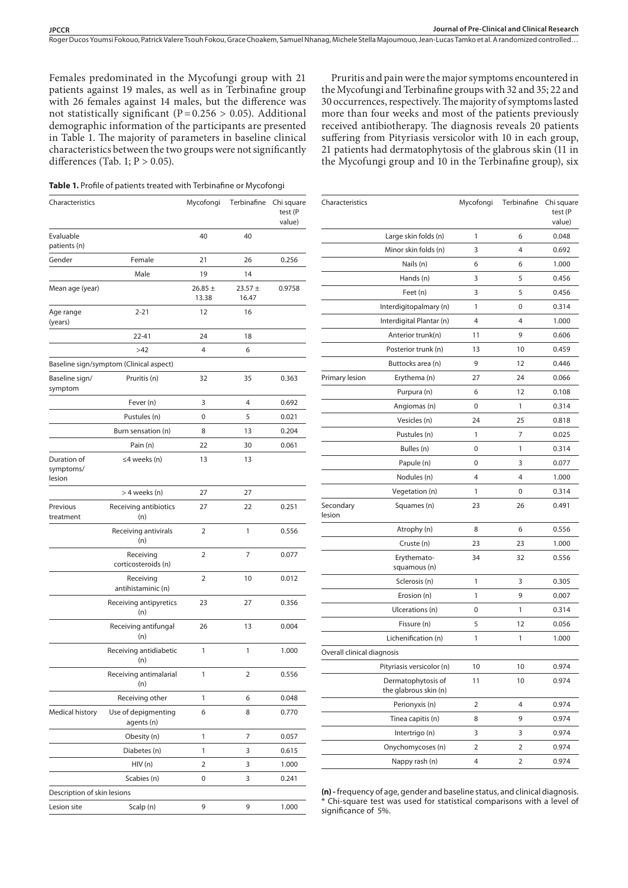Females predominated in the Mycofungi group with 21 patients against 19 males, as well as in Terbinafine group with 26 females against 14 males, but the difference was not statistically significant ($P = 0.256 > 0.05$). Additional demographic information of the participants are presented in Table 1. The majority of parameters in baseline clinical characteristics between the two groups were not significantly differences (Tab. 1; $P > 0.05$).

Pruritis and pain were the major symptoms encountered in the Mycofungi and Terbinafine groups with 32 and 35; 22 and 30 occurrences, respectively. The majority of symptoms lasted more than four weeks and most of the patients previously received antibiotherapy. The diagnosis reveals 20 patients suffering from Pityriasis versicolor with 10 in each group, 21 patients had dermatophytosis of the glabrous skin (11 in the Mycofungi group and 10 in the Terbinafine group), six

**Table 1.** Profile of patients treated with Terbinafine or Mycofongi

| Characteristics | | Mycofongi | Terbinafine | Chi square test (P value) |
|---|---|---|---|---|
| Evaluable patients (n) | | 40 | 40 | |
| Gender | Female | 21 | 26 | 0.256 |
| | Male | 19 | 14 | |
| Mean age (year) | | 26.85 ± 13.38 | 23.57 ± 16.47 | 0.9758 |
| Age range (years) | 2-21 | 12 | 16 | |
| | 22-41 | 24 | 18 | |
| | >42 | 4 | 6 | |
| Baseline sign/symptom (Clinical aspect) | | | | |
| Baseline sign/ symptom | Pruritis (n) | 32 | 35 | 0.363 |
| | Fever (n) | 3 | 4 | 0.692 |
| | Pustules (n) | 0 | 5 | 0.021 |
| | Burn sensation (n) | 8 | 13 | 0.204 |
| | Pain (n) | 22 | 30 | 0.061 |
| Duration of symptoms/ lesion | ≤4 weeks (n) | 13 | 13 | |
| | > 4 weeks (n) | 27 | 27 | |
| Previous treatment | Receiving antibiotics (n) | 27 | 22 | 0.251 |
| | Receiving antivirals (n) | 2 | 1 | 0.556 |
| | Receiving corticosteroids (n) | 2 | 7 | 0.077 |
| | Receiving antihistaminic (n) | 2 | 10 | 0.012 |
| | Receiving antipyretics (n) | 23 | 27 | 0.356 |
| | Receiving antifungal (n) | 26 | 13 | 0.004 |
| | Receiving antidiabetic (n) | 1 | 1 | 1.000 |
| | Receiving antimalarial (n) | 1 | 2 | 0.556 |
| | Receiving other | 1 | 6 | 0.048 |
| Medical history | Use of depigmenting agents (n) | 6 | 8 | 0.770 |
| | Obesity (n) | 1 | 7 | 0.057 |
| | Diabetes (n) | 1 | 3 | 0.615 |
| | HIV (n) | 2 | 3 | 1.000 |
| | Scabies (n) | 0 | 3 | 0.241 |
| Description of skin lesions | | | | |
| Lesion site | Scalp (n) | 9 | 9 | 1.000 |
| | Large skin folds (n) | 1 | 6 | 0.048 |
| | Minor skin folds (n) | 3 | 4 | 0.692 |
| | Nails (n) | 6 | 6 | 1.000 |
| | Hands (n) | 3 | 5 | 0.456 |
| | Feet (n) | 3 | 5 | 0.456 |
| | Interdigitopalmary (n) | 1 | 0 | 0.314 |
| | Interdigital Plantar (n) | 4 | 4 | 1.000 |
| | Anterior trunk(n) | 11 | 9 | 0.606 |
| | Posterior trunk (n) | 13 | 10 | 0.459 |
| | Buttocks area (n) | 9 | 12 | 0.446 |
| Primary lesion | Erythema (n) | 27 | 24 | 0.066 |
| | Purpura (n) | 6 | 12 | 0.108 |
| | Angiomas (n) | 0 | 1 | 0.314 |
| | Vesicles (n) | 24 | 25 | 0.818 |
| | Pustules (n) | 1 | 7 | 0.025 |
| | Bulles (n) | 0 | 1 | 0.314 |
| | Papule (n) | 0 | 3 | 0.077 |
| | Nodules (n) | 4 | 4 | 1.000 |
| | Vegetation (n) | 1 | 0 | 0.314 |
| Secondary lesion | Squames (n) | 23 | 26 | 0.491 |
| | Atrophy (n) | 8 | 6 | 0.556 |
| | Cruste (n) | 23 | 23 | 1.000 |
| | Erythemato-squamous (n) | 34 | 32 | 0.556 |
| | Sclerosis (n) | 1 | 3 | 0.305 |
| | Erosion (n) | 1 | 9 | 0.007 |
| | Ulcerations (n) | 0 | 1 | 0.314 |
| | Fissure (n) | 5 | 12 | 0.056 |
| | Lichenification (n) | 1 | 1 | 1.000 |
| Overall clinical diagnosis | | | | |
| | Pityriasis versicolor (n) | 10 | 10 | 0.974 |
| | Dermatophytosis of the glabrous skin (n) | 11 | 10 | 0.974 |
| | Perionyxis (n) | 2 | 4 | 0.974 |
| | Tinea capitis (n) | 8 | 9 | 0.974 |
| | Intertrigo (n) | 3 | 3 | 0.974 |
| | Onychomycoses (n) | 2 | 2 | 0.974 |
| | Nappy rash (n) | 4 | 2 | 0.974 |

**(n) -** frequency of age, gender and baseline status, and clinical diagnosis.
* Chi-square test was used for statistical comparisons with a level of significance of 5%.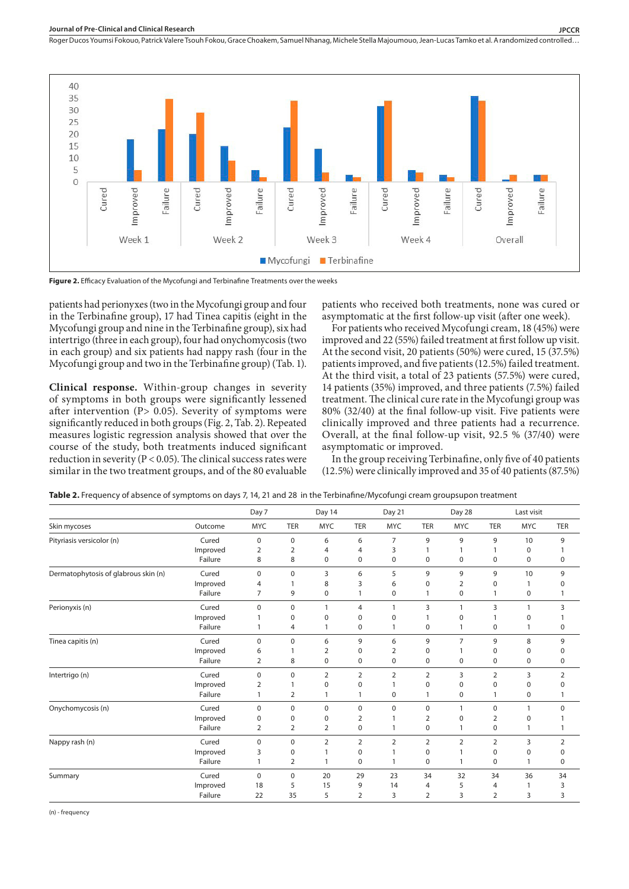**Figure 2.** Efficacy Evaluation of the Mycofungi and Terbinafine Treatments over the weeks

patients had perionyxes (two in the Mycofungi group and four in the Terbinafine group), 17 had Tinea capitis (eight in the Mycofungi group and nine in the Terbinafine group), six had intertrigo (three in each group), four had onychomycosis (two in each group) and six patients had nappy rash (four in the Mycofungi group and two in the Terbinafine group) (Tab. 1).

**Clinical response.** Within-group changes in severity of symptoms in both groups were significantly lessened after intervention (P> 0.05). Severity of symptoms were significantly reduced in both groups (Fig. 2, Tab. 2). Repeated measures logistic regression analysis showed that over the course of the study, both treatments induced significant reduction in severity (P < 0.05). The clinical success rates were similar in the two treatment groups, and of the 80 evaluable patients who received both treatments, none was cured or asymptomatic at the first follow-up visit (after one week).

For patients who received Mycofungi cream, 18 (45%) were improved and 22 (55%) failed treatment at first follow up visit. At the second visit, 20 patients (50%) were cured, 15 (37.5%) patients improved, and five patients (12.5%) failed treatment. At the third visit, a total of 23 patients (57.5%) were cured, 14 patients (35%) improved, and three patients (7.5%) failed treatment. The clinical cure rate in the Mycofungi group was 80% (32/40) at the final follow-up visit. Five patients were clinically improved and three patients had a recurrence. Overall, at the final follow-up visit, 92.5 % (37/40) were asymptomatic or improved.

In the group receiving Terbinafine, only five of 40 patients (12.5%) were clinically improved and 35 of 40 patients (87.5%)

**Table 2.** Frequency of absence of symptoms on days 7, 14, 21 and 28 in the Terbinafine/Mycofungi cream groupsupon treatment

| | | Day 7 | | Day 14 | | Day 21 | | Day 28 | | Last visit | |
|---|---|---|---|---|---|---|---|---|---|---|---|
| Skin mycoses | Outcome | MYC | TER | MYC | TER | MYC | TER | MYC | TER | MYC | TER |
| Pityriasis versicolor (n) | Cured | 0 | 0 | 6 | 6 | 7 | 9 | 9 | 9 | 10 | 9 |
| | Improved | 2 | 2 | 4 | 4 | 3 | 1 | 1 | 1 | 0 | 1 |
| | Failure | 8 | 8 | 0 | 0 | 0 | 0 | 0 | 0 | 0 | 0 |
| Dermatophytosis of glabrous skin (n) | Cured | 0 | 0 | 3 | 6 | 5 | 9 | 9 | 9 | 10 | 9 |
| | Improved | 4 | 1 | 8 | 3 | 6 | 0 | 2 | 0 | 1 | 0 |
| | Failure | 7 | 9 | 0 | 1 | 0 | 1 | 0 | 1 | 0 | 1 |
| Perionyxis (n) | Cured | 0 | 0 | 1 | 4 | 1 | 3 | 1 | 3 | 1 | 3 |
| | Improved | 1 | 0 | 0 | 0 | 0 | 1 | 0 | 1 | 0 | 1 |
| | Failure | 1 | 4 | 1 | 0 | 1 | 0 | 1 | 0 | 1 | 0 |
| Tinea capitis (n) | Cured | 0 | 0 | 6 | 9 | 6 | 9 | 7 | 9 | 8 | 9 |
| | Improved | 6 | 1 | 2 | 0 | 2 | 0 | 1 | 0 | 0 | 0 |
| | Failure | 2 | 8 | 0 | 0 | 0 | 0 | 0 | 0 | 0 | 0 |
| Intertrigo (n) | Cured | 0 | 0 | 2 | 2 | 2 | 2 | 3 | 2 | 3 | 2 |
| | Improved | 2 | 1 | 0 | 0 | 1 | 0 | 0 | 0 | 0 | 0 |
| | Failure | 1 | 2 | 1 | 1 | 0 | 1 | 0 | 1 | 0 | 1 |
| Onychomycosis (n) | Cured | 0 | 0 | 0 | 0 | 0 | 0 | 1 | 0 | 1 | 0 |
| | Improved | 0 | 0 | 0 | 2 | 1 | 2 | 0 | 2 | 0 | 1 |
| | Failure | 2 | 2 | 2 | 0 | 1 | 0 | 1 | 0 | 1 | 1 |
| Nappy rash (n) | Cured | 0 | 0 | 2 | 2 | 2 | 2 | 2 | 2 | 3 | 2 |
| | Improved | 3 | 0 | 1 | 0 | 1 | 0 | 1 | 0 | 0 | 0 |
| | Failure | 1 | 2 | 1 | 0 | 1 | 0 | 1 | 0 | 1 | 0 |
| Summary | Cured | 0 | 0 | 20 | 29 | 23 | 34 | 32 | 34 | 36 | 34 |
| | Improved | 18 | 5 | 15 | 9 | 14 | 4 | 5 | 4 | 1 | 3 |
| | Failure | 22 | 35 | 5 | 2 | 3 | 2 | 3 | 2 | 3 | 3 |

(n) - frequency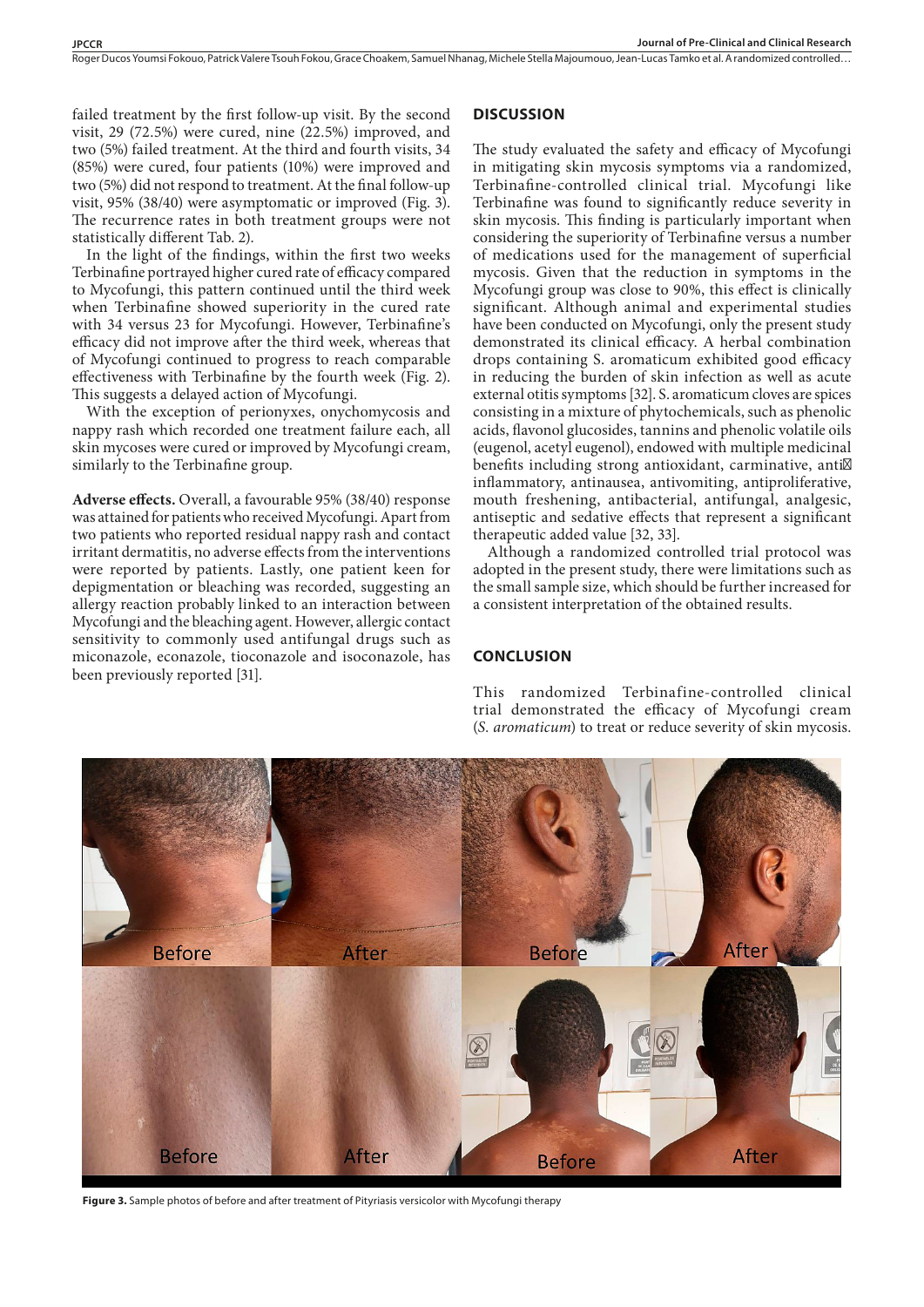failed treatment by the first follow-up visit. By the second visit, 29 (72.5%) were cured, nine (22.5%) improved, and two (5%) failed treatment. At the third and fourth visits, 34 (85%) were cured, four patients (10%) were improved and two (5%) did not respond to treatment. At the final follow-up visit, 95% (38/40) were asymptomatic or improved (Fig. 3). The recurrence rates in both treatment groups were not statistically different Tab. 2).

In the light of the findings, within the first two weeks Terbinafine portrayed higher cured rate of efficacy compared to Mycofungi, this pattern continued until the third week when Terbinafine showed superiority in the cured rate with 34 versus 23 for Mycofungi. However, Terbinafine's efficacy did not improve after the third week, whereas that of Mycofungi continued to progress to reach comparable effectiveness with Terbinafine by the fourth week (Fig. 2). This suggests a delayed action of Mycofungi.

With the exception of perionyxes, onychomycosis and nappy rash which recorded one treatment failure each, all skin mycoses were cured or improved by Mycofungi cream, similarly to the Terbinafine group.

**Adverse effects.** Overall, a favourable 95% (38/40) response was attained for patients who received Mycofungi. Apart from two patients who reported residual nappy rash and contact irritant dermatitis, no adverse effects from the interventions were reported by patients. Lastly, one patient keen for depigmentation or bleaching was recorded, suggesting an allergy reaction probably linked to an interaction between Mycofungi and the bleaching agent. However, allergic contact sensitivity to commonly used antifungal drugs such as miconazole, econazole, tioconazole and isoconazole, has been previously reported [31].

## DISCUSSION

The study evaluated the safety and efficacy of Mycofungi in mitigating skin mycosis symptoms via a randomized, Terbinafine-controlled clinical trial. Mycofungi like Terbinafine was found to significantly reduce severity in skin mycosis. This finding is particularly important when considering the superiority of Terbinafine versus a number of medications used for the management of superficial mycosis. Given that the reduction in symptoms in the Mycofungi group was close to 90%, this effect is clinically significant. Although animal and experimental studies have been conducted on Mycofungi, only the present study demonstrated its clinical efficacy. A herbal combination drops containing S. aromaticum exhibited good efficacy in reducing the burden of skin infection as well as acute external otitis symptoms [32]. S. aromaticum cloves are spices consisting in a mixture of phytochemicals, such as phenolic acids, flavonol glucosides, tannins and phenolic volatile oils (eugenol, acetyl eugenol), endowed with multiple medicinal benefits including strong antioxidant, carminative, anti-inflammatory, antinausea, antivomiting, antiproliferative, mouth freshening, antibacterial, antifungal, analgesic, antiseptic and sedative effects that represent a significant therapeutic added value [32, 33].

Although a randomized controlled trial protocol was adopted in the present study, there were limitations such as the small sample size, which should be further increased for a consistent interpretation of the obtained results.

## CONCLUSION

This randomized Terbinafine-controlled clinical trial demonstrated the efficacy of Mycofungi cream (*S. aromaticum*) to treat or reduce severity of skin mycosis.

**Figure 3.** Sample photos of before and after treatment of Pityriasis versicolor with Mycofungi therapy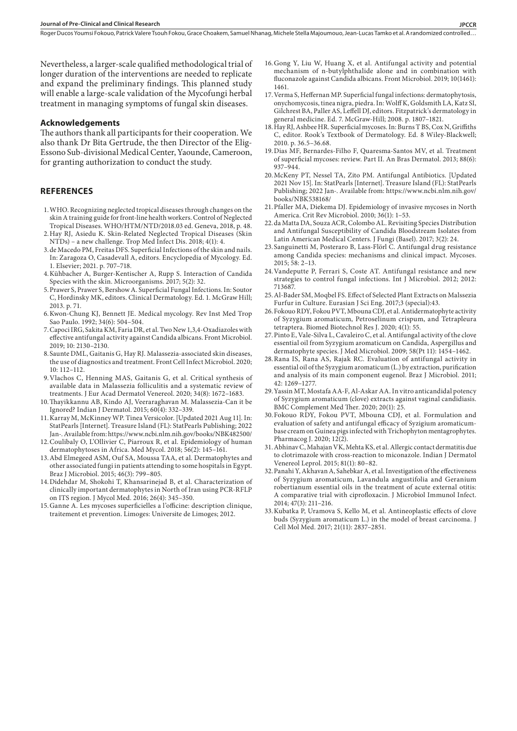Nevertheless, a larger-scale qualified methodological trial of longer duration of the interventions are needed to replicate and expand the preliminary findings. This planned study will enable a large-scale validation of the Mycofungi herbal treatment in managing symptoms of fungal skin diseases.

## Acknowledgements

The authors thank all participants for their cooperation. We also thank Dr Bita Gertrude, the then Director of the Elig-Essono Sub-divisional Medical Center, Yaounde, Cameroon, for granting authorization to conduct the study.

## REFERENCES

1. WHO. Recognizing neglected tropical diseases through changes on the skin A training guide for front-line health workers. Control of Neglected Tropical Diseases. WHO/HTM/NTD/2018.03 ed. Geneva, 2018, p. 48.
2. Hay RJ, Asiedu K. Skin-Related Neglected Tropical Diseases (Skin NTDs) – a new challenge. Trop Med Infect Dis. 2018; 4(1): 4.
3. de Macedo PM, Freitas DFS. Superficial Infections of the skin and nails. In: Zaragoza O, Casadevall A, editors. Encyclopedia of Mycology. Ed. 1. Elsevier; 2021. p. 707–718.
4. Kühbacher A, Burger-Kentischer A, Rupp S. Interaction of Candida Species with the skin. Microorganisms. 2017; 5(2): 32.
5. Prawer S, Prawer S, Bershow A. Superficial Fungal Infections. In: Soutor C, Hordinsky MK, editors. Clinical Dermatology. Ed. 1. McGraw Hill; 2013. p. 71.
6. Kwon-Chung KJ, Bennett JE. Medical mycology. Rev Inst Med Trop Sao Paulo. 1992; 34(6): 504–504.
7. Capoci IRG, Sakita KM, Faria DR, et al. Two New 1,3,4-Oxadiazoles with effective antifungal activity against Candida albicans. Front Microbiol. 2019; 10: 2130–2130.
8. Saunte DML, Gaitanis G, Hay RJ. Malassezia-associated skin diseases, the use of diagnostics and treatment. Front Cell Infect Microbiol. 2020; 10: 112–112.
9. Vlachos C, Henning MAS, Gaitanis G, et al. Critical synthesis of available data in Malassezia folliculitis and a systematic review of treatments. J Eur Acad Dermatol Venereol. 2020; 34(8): 1672–1683.
10. Thayikkannu AB, Kindo AJ, Veeraraghavan M. Malassezia-Can it be Ignored? Indian J Dermatol. 2015; 60(4): 332–339.
11. Karray M, McKinney WP. Tinea Versicolor. [Updated 2021 Aug 11]. In: StatPearls [Internet]. Treasure Island (FL): StatPearls Publishing; 2022 Jan-. Available from: https://www.ncbi.nlm.nih.gov/books/NBK482500/
12. Coulibaly O, L'Ollivier C, Piarroux R, et al. Epidemiology of human dermatophytoses in Africa. Med Mycol. 2018; 56(2): 145–161.
13. Abd Elmegeed ASM, Ouf SA, Moussa TAA, et al. Dermatophytes and other associated fungi in patients attending to some hospitals in Egypt. Braz J Microbiol. 2015; 46(3): 799–805.
14. Didehdar M, Shokohi T, Khansarinejad B, et al. Characterization of clinically important dermatophytes in North of Iran using PCR-RFLP on ITS region. J Mycol Med. 2016; 26(4): 345–350.
15. Ganne A. Les mycoses superficielles a l'officine: description clinique, traitement et prevention. Limoges: Universite de Limoges; 2012.
16. Gong Y, Liu W, Huang X, et al. Antifungal activity and potential mechanism of n-butylphthalide alone and in combination with fluconazole against Candida albicans. Front Microbiol. 2019; 10(1461): 1461.
17. Verma S, Heffernan MP. Superficial fungal infections: dermatophytosis, onychomycosis, tinea nigra, piedra. In: Wolff K, Goldsmith LA, Katz SI, Gilchrest BA, Paller AS, Leffell DJ, editors. Fitzpatrick's dermatology in general medicine. Ed. 7. McGraw-Hill; 2008. p. 1807–1821.
18. Hay RJ, Ashbee HR. Superficial mycoses. In: Burns T BS, Cox N, Griffiths C, editor. Rook's Textbook of Dermatology. Ed. 8 Wiley-Blackwell; 2010. p. 36.5–36.68.
19. Dias MF, Bernardes-Filho F, Quaresma-Santos MV, et al. Treatment of superficial mycoses: review. Part II. An Bras Dermatol. 2013; 88(6): 937–944.
20. McKeny PT, Nessel TA, Zito PM. Antifungal Antibiotics. [Updated 2021 Nov 15]. In: StatPearls [Internet]. Treasure Island (FL): StatPearls Publishing; 2022 Jan-. Available from: https://www.ncbi.nlm.nih.gov/books/NBK538168/
21. Pfaller MA, Diekema DJ. Epidemiology of invasive mycoses in North America. Crit Rev Microbiol. 2010; 36(1): 1–53.
22. da Matta DA, Souza ACR, Colombo AL. Revisiting Species Distribution and Antifungal Susceptibility of Candida Bloodstream Isolates from Latin American Medical Centers. J Fungi (Basel). 2017; 3(2): 24.
23. Sanguinetti M, Posteraro B, Lass-Flörl C. Antifungal drug resistance among Candida species: mechanisms and clinical impact. Mycoses. 2015; 58: 2–13.
24. Vandeputte P, Ferrari S, Coste AT. Antifungal resistance and new strategies to control fungal infections. Int J Microbiol. 2012; 2012: 713687.
25. Al-Bader SM, Moqbel FS. Effect of Selected Plant Extracts on Malssezia Furfur in Culture. Eurasian J Sci Eng. 2017;3 (special):43.
26. Fokouo RDY, Fokou PVT, Mbouna CDJ, et al. Antidermatophyte activity of Syzygium aromaticum, Petroselinum crispum, and Tetrapleura tetraptera. Biomed Biotechnol Res J. 2020; 4(1): 55.
27. Pinto E, Vale-Silva L, Cavaleiro C, et al. Antifungal activity of the clove essential oil from Syzygium aromaticum on Candida, Aspergillus and dermatophyte species. J Med Microbiol. 2009; 58(Pt 11): 1454–1462.
28. Rana IS, Rana AS, Rajak RC. Evaluation of antifungal activity in essential oil of the Syzygium aromaticum (L.) by extraction, purification and analysis of its main component eugenol. Braz J Microbiol. 2011; 42: 1269–1277.
29. Yassin MT, Mostafa AA-F, Al-Askar AA. In vitro anticandidal potency of Syzygium aromaticum (clove) extracts against vaginal candidiasis. BMC Complement Med Ther. 2020; 20(1): 25.
30. Fokouo RDY, Fokou PVT, Mbouna CDJ, et al. Formulation and evaluation of safety and antifungal efficacy of Syzigium aromaticum-base cream on Guinea pigs infected with Trichophyton mentagrophytes. Pharmacog J. 2020; 12(2).
31. Abhinav C, Mahajan VK, Mehta KS, et al. Allergic contact dermatitis due to clotrimazole with cross-reaction to miconazole. Indian J Dermatol Venereol Leprol. 2015; 81(1): 80–82.
32. Panahi Y, Akhavan A, Sahebkar A, et al. Investigation of the effectiveness of Syzygium aromaticum, Lavandula angustifolia and Geranium robertianum essential oils in the treatment of acute external otitis: A comparative trial with ciprofloxacin. J Microbiol Immunol Infect. 2014; 47(3): 211–216.
33. Kubatka P, Uramova S, Kello M, et al. Antineoplastic effects of clove buds (Syzygium aromaticum L.) in the model of breast carcinoma. J Cell Mol Med. 2017; 21(11): 2837–2851.